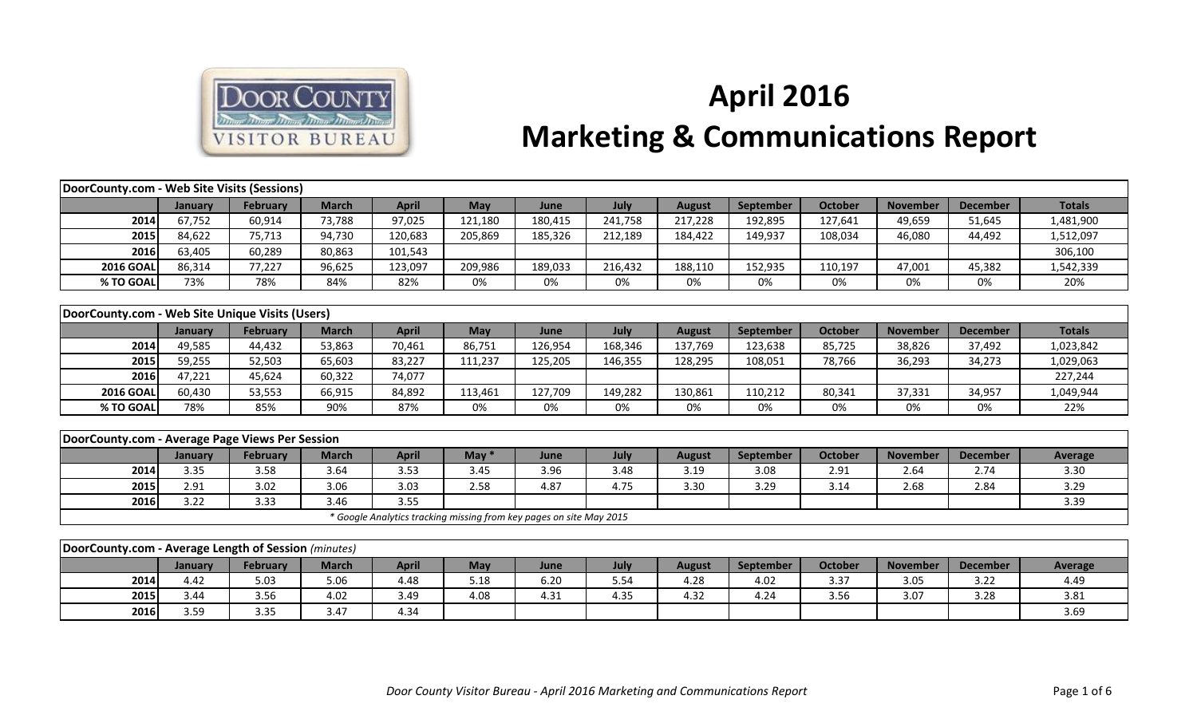# April 2016
# Marketing & Communications Report

| DoorCounty.com - Web Site Visits (Sessions) | | | | | | | | | | | | | |
|---|---|---|---|---|---|---|---|---|---|---|---|---|---|
| | January | February | March | April | May | June | July | August | September | October | November | December | Totals |
| 2014 | 67,752 | 60,914 | 73,788 | 97,025 | 121,180 | 180,415 | 241,758 | 217,228 | 192,895 | 127,641 | 49,659 | 51,645 | 1,481,900 |
| 2015 | 84,622 | 75,713 | 94,730 | 120,683 | 205,869 | 185,326 | 212,189 | 184,422 | 149,937 | 108,034 | 46,080 | 44,492 | 1,512,097 |
| 2016 | 63,405 | 60,289 | 80,863 | 101,543 | | | | | | | | | 306,100 |
| 2016 GOAL | 86,314 | 77,227 | 96,625 | 123,097 | 209,986 | 189,033 | 216,432 | 188,110 | 152,935 | 110,197 | 47,001 | 45,382 | 1,542,339 |
| % TO GOAL | 73% | 78% | 84% | 82% | 0% | 0% | 0% | 0% | 0% | 0% | 0% | 0% | 20% |

| DoorCounty.com - Web Site Unique Visits (Users) | | | | | | | | | | | | | |
|---|---|---|---|---|---|---|---|---|---|---|---|---|---|
| | January | February | March | April | May | June | July | August | September | October | November | December | Totals |
| 2014 | 49,585 | 44,432 | 53,863 | 70,461 | 86,751 | 126,954 | 168,346 | 137,769 | 123,638 | 85,725 | 38,826 | 37,492 | 1,023,842 |
| 2015 | 59,255 | 52,503 | 65,603 | 83,227 | 111,237 | 125,205 | 146,355 | 128,295 | 108,051 | 78,766 | 36,293 | 34,273 | 1,029,063 |
| 2016 | 47,221 | 45,624 | 60,322 | 74,077 | | | | | | | | | 227,244 |
| 2016 GOAL | 60,430 | 53,553 | 66,915 | 84,892 | 113,461 | 127,709 | 149,282 | 130,861 | 110,212 | 80,341 | 37,331 | 34,957 | 1,049,944 |
| % TO GOAL | 78% | 85% | 90% | 87% | 0% | 0% | 0% | 0% | 0% | 0% | 0% | 0% | 22% |

| DoorCounty.com - Average Page Views Per Session | | | | | | | | | | | | | |
|---|---|---|---|---|---|---|---|---|---|---|---|---|---|
| | January | February | March | April | May * | June | July | August | September | October | November | December | Average |
| 2014 | 3.35 | 3.58 | 3.64 | 3.53 | 3.45 | 3.96 | 3.48 | 3.19 | 3.08 | 2.91 | 2.64 | 2.74 | 3.30 |
| 2015 | 2.91 | 3.02 | 3.06 | 3.03 | 2.58 | 4.87 | 4.75 | 3.30 | 3.29 | 3.14 | 2.68 | 2.84 | 3.29 |
| 2016 | 3.22 | 3.33 | 3.46 | 3.55 | | | | | | | | | 3.39 |

*\* Google Analytics tracking missing from key pages on site May 2015*

| DoorCounty.com - Average Length of Session *(minutes)* | | | | | | | | | | | | | |
|---|---|---|---|---|---|---|---|---|---|---|---|---|---|
| | January | February | March | April | May | June | July | August | September | October | November | December | Average |
| 2014 | 4.42 | 5.03 | 5.06 | 4.48 | 5.18 | 6.20 | 5.54 | 4.28 | 4.02 | 3.37 | 3.05 | 3.22 | 4.49 |
| 2015 | 3.44 | 3.56 | 4.02 | 3.49 | 4.08 | 4.31 | 4.35 | 4.32 | 4.24 | 3.56 | 3.07 | 3.28 | 3.81 |
| 2016 | 3.59 | 3.35 | 3.47 | 4.34 | | | | | | | | | 3.69 |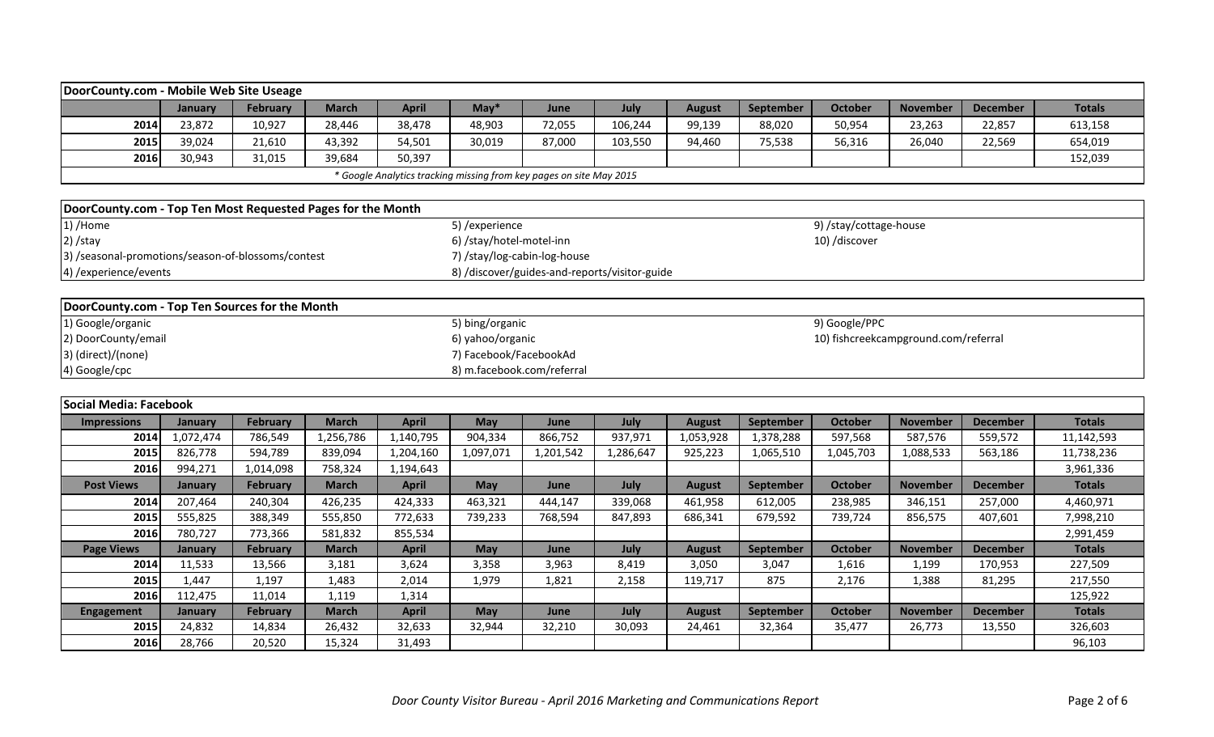### DoorCounty.com - Mobile Web Site Useage

| | January | February | March | April | May* | June | July | August | September | October | November | December | Totals |
|---|---|---|---|---|---|---|---|---|---|---|---|---|---|
| 2014 | 23,872 | 10,927 | 28,446 | 38,478 | 48,903 | 72,055 | 106,244 | 99,139 | 88,020 | 50,954 | 23,263 | 22,857 | 613,158 |
| 2015 | 39,024 | 21,610 | 43,392 | 54,501 | 30,019 | 87,000 | 103,550 | 94,460 | 75,538 | 56,316 | 26,040 | 22,569 | 654,019 |
| 2016 | 30,943 | 31,015 | 39,684 | 50,397 | | | | | | | | | 152,039 |

*\* Google Analytics tracking missing from key pages on site May 2015*

### DoorCounty.com - Top Ten Most Requested Pages for the Month

1) /Home
2) /stay
3) /seasonal-promotions/season-of-blossoms/contest
4) /experience/events
5) /experience
6) /stay/hotel-motel-inn
7) /stay/log-cabin-log-house
8) /discover/guides-and-reports/visitor-guide
9) /stay/cottage-house
10) /discover

### DoorCounty.com - Top Ten Sources for the Month

1) Google/organic
2) DoorCounty/email
3) (direct)/(none)
4) Google/cpc
5) bing/organic
6) yahoo/organic
7) Facebook/FacebookAd
8) m.facebook.com/referral
9) Google/PPC
10) fishcreekcampground.com/referral

### Social Media: Facebook

| Impressions | January | February | March | April | May | June | July | August | September | October | November | December | Totals |
|---|---|---|---|---|---|---|---|---|---|---|---|---|---|
| 2014 | 1,072,474 | 786,549 | 1,256,786 | 1,140,795 | 904,334 | 866,752 | 937,971 | 1,053,928 | 1,378,288 | 597,568 | 587,576 | 559,572 | 11,142,593 |
| 2015 | 826,778 | 594,789 | 839,094 | 1,204,160 | 1,097,071 | 1,201,542 | 1,286,647 | 925,223 | 1,065,510 | 1,045,703 | 1,088,533 | 563,186 | 11,738,236 |
| 2016 | 994,271 | 1,014,098 | 758,324 | 1,194,643 | | | | | | | | | 3,961,336 |
| **Post Views** | **January** | **February** | **March** | **April** | **May** | **June** | **July** | **August** | **September** | **October** | **November** | **December** | **Totals** |
| 2014 | 207,464 | 240,304 | 426,235 | 424,333 | 463,321 | 444,147 | 339,068 | 461,958 | 612,005 | 238,985 | 346,151 | 257,000 | 4,460,971 |
| 2015 | 555,825 | 388,349 | 555,850 | 772,633 | 739,233 | 768,594 | 847,893 | 686,341 | 679,592 | 739,724 | 856,575 | 407,601 | 7,998,210 |
| 2016 | 780,727 | 773,366 | 581,832 | 855,534 | | | | | | | | | 2,991,459 |
| **Page Views** | **January** | **February** | **March** | **April** | **May** | **June** | **July** | **August** | **September** | **October** | **November** | **December** | **Totals** |
| 2014 | 11,533 | 13,566 | 3,181 | 3,624 | 3,358 | 3,963 | 8,419 | 3,050 | 3,047 | 1,616 | 1,199 | 170,953 | 227,509 |
| 2015 | 1,447 | 1,197 | 1,483 | 2,014 | 1,979 | 1,821 | 2,158 | 119,717 | 875 | 2,176 | 1,388 | 81,295 | 217,550 |
| 2016 | 112,475 | 11,014 | 1,119 | 1,314 | | | | | | | | | 125,922 |
| **Engagement** | **January** | **February** | **March** | **April** | **May** | **June** | **July** | **August** | **September** | **October** | **November** | **December** | **Totals** |
| 2015 | 24,832 | 14,834 | 26,432 | 32,633 | 32,944 | 32,210 | 30,093 | 24,461 | 32,364 | 35,477 | 26,773 | 13,550 | 326,603 |
| 2016 | 28,766 | 20,520 | 15,324 | 31,493 | | | | | | | | | 96,103 |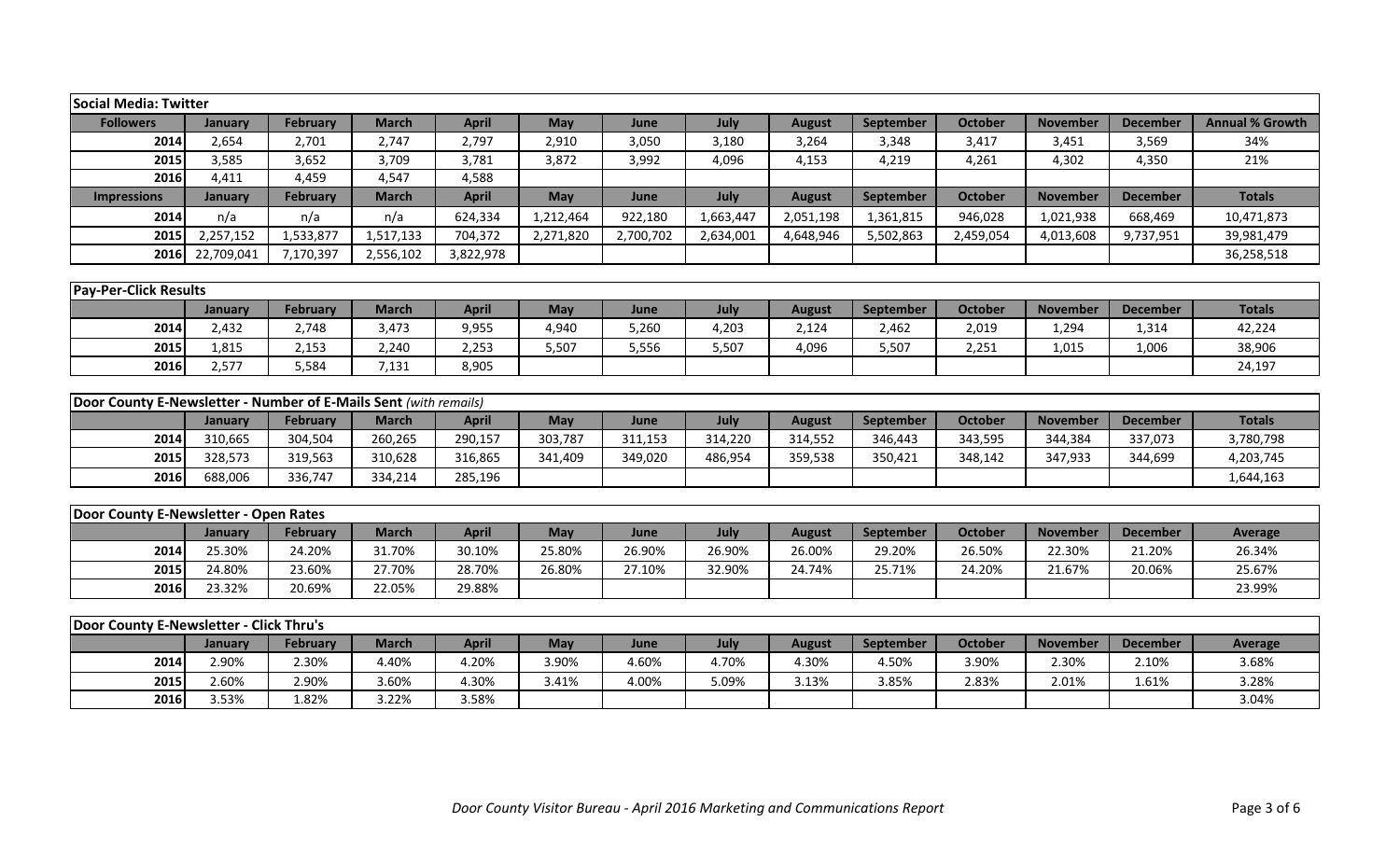| Social Media: Twitter | | | | | | | | | | | | | |
|---|---|---|---|---|---|---|---|---|---|---|---|---|---|
| **Followers** | **January** | **February** | **March** | **April** | **May** | **June** | **July** | **August** | **September** | **October** | **November** | **December** | **Annual % Growth** |
| **2014** | 2,654 | 2,701 | 2,747 | 2,797 | 2,910 | 3,050 | 3,180 | 3,264 | 3,348 | 3,417 | 3,451 | 3,569 | 34% |
| **2015** | 3,585 | 3,652 | 3,709 | 3,781 | 3,872 | 3,992 | 4,096 | 4,153 | 4,219 | 4,261 | 4,302 | 4,350 | 21% |
| **2016** | 4,411 | 4,459 | 4,547 | 4,588 | | | | | | | | | |
| **Impressions** | **January** | **February** | **March** | **April** | **May** | **June** | **July** | **August** | **September** | **October** | **November** | **December** | **Totals** |
| **2014** | n/a | n/a | n/a | 624,334 | 1,212,464 | 922,180 | 1,663,447 | 2,051,198 | 1,361,815 | 946,028 | 1,021,938 | 668,469 | 10,471,873 |
| **2015** | 2,257,152 | 1,533,877 | 1,517,133 | 704,372 | 2,271,820 | 2,700,702 | 2,634,001 | 4,648,946 | 5,502,863 | 2,459,054 | 4,013,608 | 9,737,951 | 39,981,479 |
| **2016** | 22,709,041 | 7,170,397 | 2,556,102 | 3,822,978 | | | | | | | | | 36,258,518 |

| Pay-Per-Click Results | | | | | | | | | | | | | |
|---|---|---|---|---|---|---|---|---|---|---|---|---|---|
| | **January** | **February** | **March** | **April** | **May** | **June** | **July** | **August** | **September** | **October** | **November** | **December** | **Totals** |
| **2014** | 2,432 | 2,748 | 3,473 | 9,955 | 4,940 | 5,260 | 4,203 | 2,124 | 2,462 | 2,019 | 1,294 | 1,314 | 42,224 |
| **2015** | 1,815 | 2,153 | 2,240 | 2,253 | 5,507 | 5,556 | 5,507 | 4,096 | 5,507 | 2,251 | 1,015 | 1,006 | 38,906 |
| **2016** | 2,577 | 5,584 | 7,131 | 8,905 | | | | | | | | | 24,197 |

| Door County E-Newsletter - Number of E-Mails Sent *(with remails)* | | | | | | | | | | | | | |
|---|---|---|---|---|---|---|---|---|---|---|---|---|---|
| | **January** | **February** | **March** | **April** | **May** | **June** | **July** | **August** | **September** | **October** | **November** | **December** | **Totals** |
| **2014** | 310,665 | 304,504 | 260,265 | 290,157 | 303,787 | 311,153 | 314,220 | 314,552 | 346,443 | 343,595 | 344,384 | 337,073 | 3,780,798 |
| **2015** | 328,573 | 319,563 | 310,628 | 316,865 | 341,409 | 349,020 | 486,954 | 359,538 | 350,421 | 348,142 | 347,933 | 344,699 | 4,203,745 |
| **2016** | 688,006 | 336,747 | 334,214 | 285,196 | | | | | | | | | 1,644,163 |

| Door County E-Newsletter - Open Rates | | | | | | | | | | | | | |
|---|---|---|---|---|---|---|---|---|---|---|---|---|---|
| | **January** | **February** | **March** | **April** | **May** | **June** | **July** | **August** | **September** | **October** | **November** | **December** | **Average** |
| **2014** | 25.30% | 24.20% | 31.70% | 30.10% | 25.80% | 26.90% | 26.90% | 26.00% | 29.20% | 26.50% | 22.30% | 21.20% | 26.34% |
| **2015** | 24.80% | 23.60% | 27.70% | 28.70% | 26.80% | 27.10% | 32.90% | 24.74% | 25.71% | 24.20% | 21.67% | 20.06% | 25.67% |
| **2016** | 23.32% | 20.69% | 22.05% | 29.88% | | | | | | | | | 23.99% |

| Door County E-Newsletter - Click Thru's | | | | | | | | | | | | | |
|---|---|---|---|---|---|---|---|---|---|---|---|---|---|
| | **January** | **February** | **March** | **April** | **May** | **June** | **July** | **August** | **September** | **October** | **November** | **December** | **Average** |
| **2014** | 2.90% | 2.30% | 4.40% | 4.20% | 3.90% | 4.60% | 4.70% | 4.30% | 4.50% | 3.90% | 2.30% | 2.10% | 3.68% |
| **2015** | 2.60% | 2.90% | 3.60% | 4.30% | 3.41% | 4.00% | 5.09% | 3.13% | 3.85% | 2.83% | 2.01% | 1.61% | 3.28% |
| **2016** | 3.53% | 1.82% | 3.22% | 3.58% | | | | | | | | | 3.04% |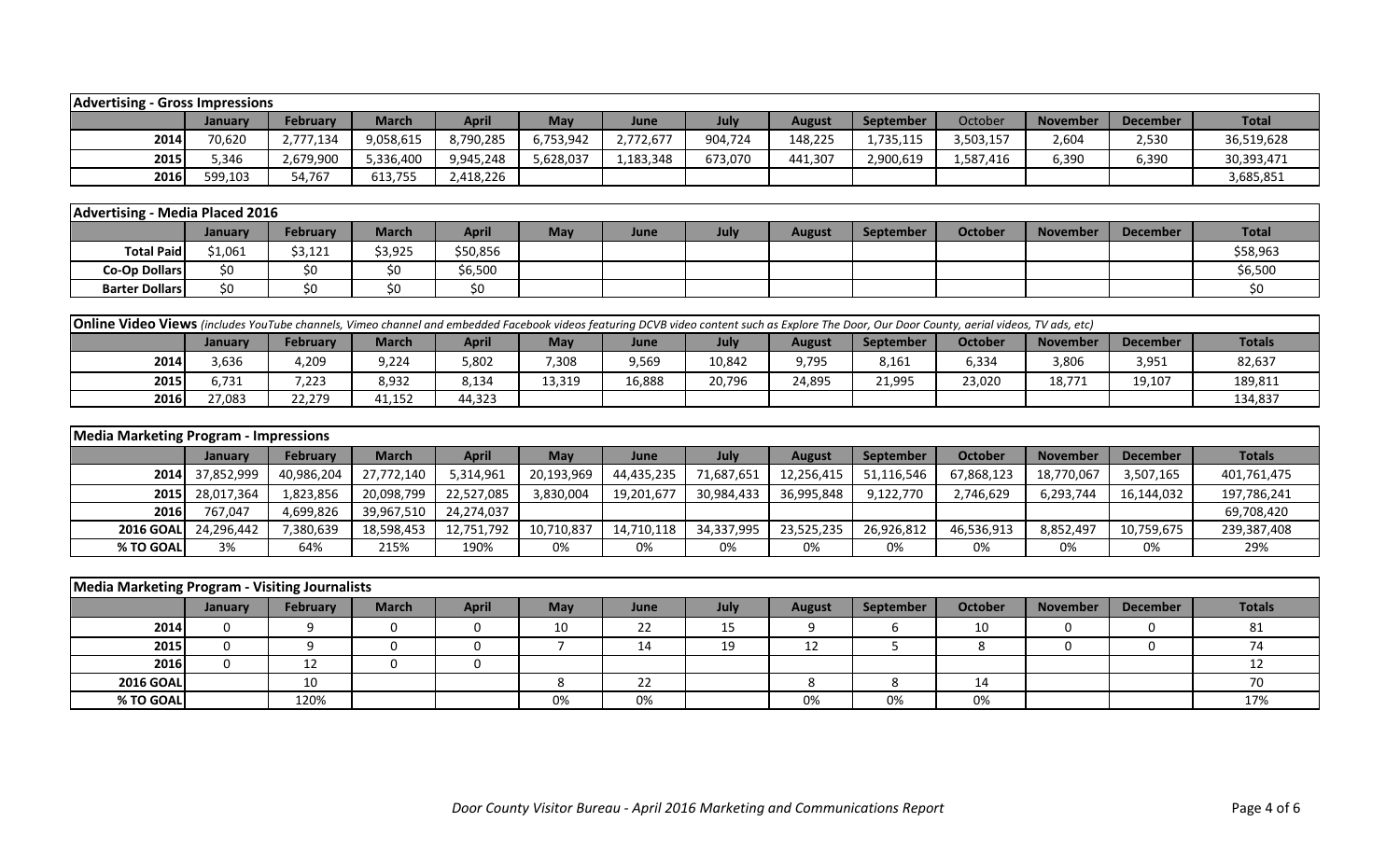| Advertising - Gross Impressions | | | | | | | | | | | | | |
|---|---|---|---|---|---|---|---|---|---|---|---|---|---|
| | January | February | March | April | May | June | July | August | September | October | November | December | Total |
| 2014 | 70,620 | 2,777,134 | 9,058,615 | 8,790,285 | 6,753,942 | 2,772,677 | 904,724 | 148,225 | 1,735,115 | 3,503,157 | 2,604 | 2,530 | 36,519,628 |
| 2015 | 5,346 | 2,679,900 | 5,336,400 | 9,945,248 | 5,628,037 | 1,183,348 | 673,070 | 441,307 | 2,900,619 | 1,587,416 | 6,390 | 6,390 | 30,393,471 |
| 2016 | 599,103 | 54,767 | 613,755 | 2,418,226 | | | | | | | | | 3,685,851 |

| Advertising - Media Placed 2016 | | | | | | | | | | | | | |
|---|---|---|---|---|---|---|---|---|---|---|---|---|---|
| | January | February | March | April | May | June | July | August | September | October | November | December | Total |
| Total Paid | $1,061 | $3,121 | $3,925 | $50,856 | | | | | | | | | $58,963 |
| Co-Op Dollars | $0 | $0 | $0 | $6,500 | | | | | | | | | $6,500 |
| Barter Dollars | $0 | $0 | $0 | $0 | | | | | | | | | $0 |

| **Online Video Views** *(includes YouTube channels, Vimeo channel and embedded Facebook videos featuring DCVB video content such as Explore The Door, Our Door County, aerial videos, TV ads, etc)* | | | | | | | | | | | | | |
|---|---|---|---|---|---|---|---|---|---|---|---|---|---|
| | January | February | March | April | May | June | July | August | September | October | November | December | Totals |
| 2014 | 3,636 | 4,209 | 9,224 | 5,802 | 7,308 | 9,569 | 10,842 | 9,795 | 8,161 | 6,334 | 3,806 | 3,951 | 82,637 |
| 2015 | 6,731 | 7,223 | 8,932 | 8,134 | 13,319 | 16,888 | 20,796 | 24,895 | 21,995 | 23,020 | 18,771 | 19,107 | 189,811 |
| 2016 | 27,083 | 22,279 | 41,152 | 44,323 | | | | | | | | | 134,837 |

| Media Marketing Program - Impressions | | | | | | | | | | | | | |
|---|---|---|---|---|---|---|---|---|---|---|---|---|---|
| | January | February | March | April | May | June | July | August | September | October | November | December | Totals |
| 2014 | 37,852,999 | 40,986,204 | 27,772,140 | 5,314,961 | 20,193,969 | 44,435,235 | 71,687,651 | 12,256,415 | 51,116,546 | 67,868,123 | 18,770,067 | 3,507,165 | 401,761,475 |
| 2015 | 28,017,364 | 1,823,856 | 20,098,799 | 22,527,085 | 3,830,004 | 19,201,677 | 30,984,433 | 36,995,848 | 9,122,770 | 2,746,629 | 6,293,744 | 16,144,032 | 197,786,241 |
| 2016 | 767,047 | 4,699,826 | 39,967,510 | 24,274,037 | | | | | | | | | 69,708,420 |
| 2016 GOAL | 24,296,442 | 7,380,639 | 18,598,453 | 12,751,792 | 10,710,837 | 14,710,118 | 34,337,995 | 23,525,235 | 26,926,812 | 46,536,913 | 8,852,497 | 10,759,675 | 239,387,408 |
| % TO GOAL | 3% | 64% | 215% | 190% | 0% | 0% | 0% | 0% | 0% | 0% | 0% | 0% | 29% |

| Media Marketing Program - Visiting Journalists | | | | | | | | | | | | | |
|---|---|---|---|---|---|---|---|---|---|---|---|---|---|
| | January | February | March | April | May | June | July | August | September | October | November | December | Totals |
| 2014 | 0 | 9 | 0 | 0 | 10 | 22 | 15 | 9 | 6 | 10 | 0 | 0 | 81 |
| 2015 | 0 | 9 | 0 | 0 | 7 | 14 | 19 | 12 | 5 | 8 | 0 | 0 | 74 |
| 2016 | 0 | 12 | 0 | 0 | | | | | | | | | 12 |
| 2016 GOAL | | 10 | | | 8 | 22 | | 8 | 8 | 14 | | | 70 |
| % TO GOAL | | 120% | | | 0% | 0% | | 0% | 0% | 0% | | | 17% |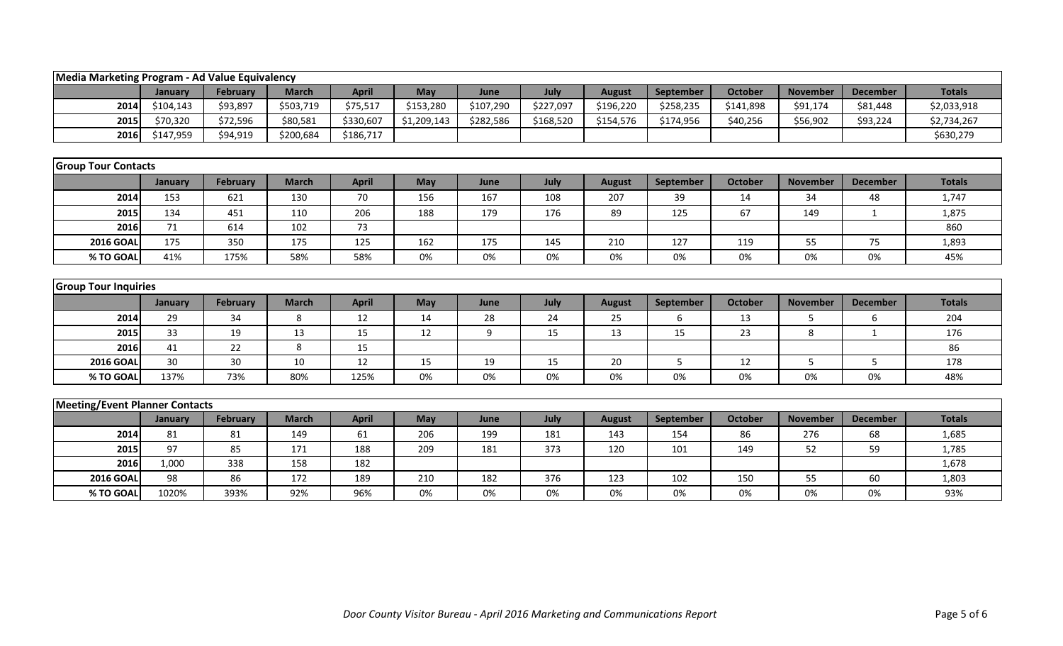| Media Marketing Program - Ad Value Equivalency | | | | | | | | | | | | | |
|---|---|---|---|---|---|---|---|---|---|---|---|---|---|
| | January | February | March | April | May | June | July | August | September | October | November | December | Totals |
| 2014 | $104,143 | $93,897 | $503,719 | $75,517 | $153,280 | $107,290 | $227,097 | $196,220 | $258,235 | $141,898 | $91,174 | $81,448 | $2,033,918 |
| 2015 | $70,320 | $72,596 | $80,581 | $330,607 | $1,209,143 | $282,586 | $168,520 | $154,576 | $174,956 | $40,256 | $56,902 | $93,224 | $2,734,267 |
| 2016 | $147,959 | $94,919 | $200,684 | $186,717 | | | | | | | | | $630,279 |

| Group Tour Contacts | | | | | | | | | | | | | |
|---|---|---|---|---|---|---|---|---|---|---|---|---|---|
| | January | February | March | April | May | June | July | August | September | October | November | December | Totals |
| 2014 | 153 | 621 | 130 | 70 | 156 | 167 | 108 | 207 | 39 | 14 | 34 | 48 | 1,747 |
| 2015 | 134 | 451 | 110 | 206 | 188 | 179 | 176 | 89 | 125 | 67 | 149 | 1 | 1,875 |
| 2016 | 71 | 614 | 102 | 73 | | | | | | | | | 860 |
| 2016 GOAL | 175 | 350 | 175 | 125 | 162 | 175 | 145 | 210 | 127 | 119 | 55 | 75 | 1,893 |
| % TO GOAL | 41% | 175% | 58% | 58% | 0% | 0% | 0% | 0% | 0% | 0% | 0% | 0% | 45% |

| Group Tour Inquiries | | | | | | | | | | | | | |
|---|---|---|---|---|---|---|---|---|---|---|---|---|---|
| | January | February | March | April | May | June | July | August | September | October | November | December | Totals |
| 2014 | 29 | 34 | 8 | 12 | 14 | 28 | 24 | 25 | 6 | 13 | 5 | 6 | 204 |
| 2015 | 33 | 19 | 13 | 15 | 12 | 9 | 15 | 13 | 15 | 23 | 8 | 1 | 176 |
| 2016 | 41 | 22 | 8 | 15 | | | | | | | | | 86 |
| 2016 GOAL | 30 | 30 | 10 | 12 | 15 | 19 | 15 | 20 | 5 | 12 | 5 | 5 | 178 |
| % TO GOAL | 137% | 73% | 80% | 125% | 0% | 0% | 0% | 0% | 0% | 0% | 0% | 0% | 48% |

| Meeting/Event Planner Contacts | | | | | | | | | | | | | |
|---|---|---|---|---|---|---|---|---|---|---|---|---|---|
| | January | February | March | April | May | June | July | August | September | October | November | December | Totals |
| 2014 | 81 | 81 | 149 | 61 | 206 | 199 | 181 | 143 | 154 | 86 | 276 | 68 | 1,685 |
| 2015 | 97 | 85 | 171 | 188 | 209 | 181 | 373 | 120 | 101 | 149 | 52 | 59 | 1,785 |
| 2016 | 1,000 | 338 | 158 | 182 | | | | | | | | | 1,678 |
| 2016 GOAL | 98 | 86 | 172 | 189 | 210 | 182 | 376 | 123 | 102 | 150 | 55 | 60 | 1,803 |
| % TO GOAL | 1020% | 393% | 92% | 96% | 0% | 0% | 0% | 0% | 0% | 0% | 0% | 0% | 93% |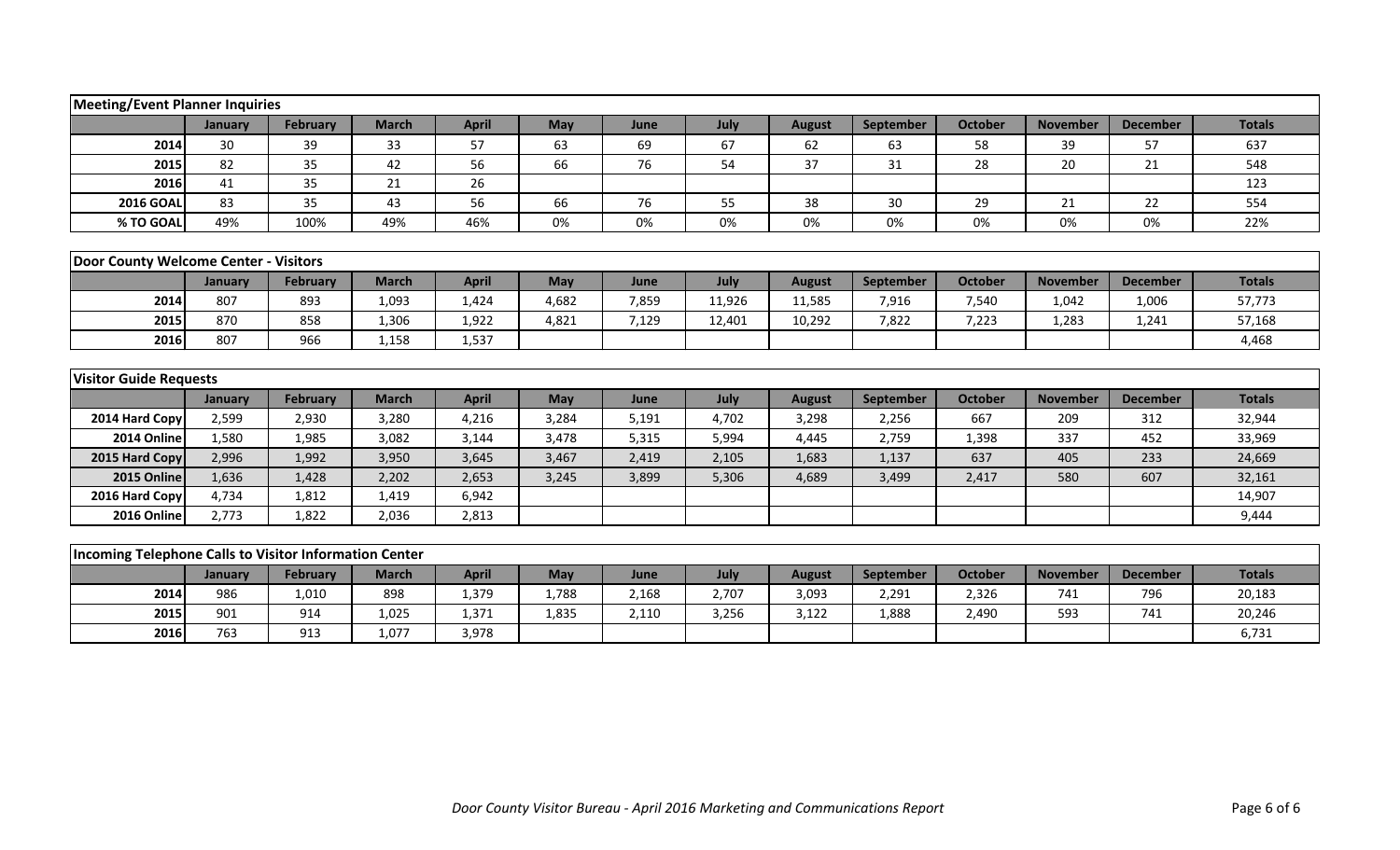| Meeting/Event Planner Inquiries | | | | | | | | | | | | | |
|---|---|---|---|---|---|---|---|---|---|---|---|---|---|
| | **January** | **February** | **March** | **April** | **May** | **June** | **July** | **August** | **September** | **October** | **November** | **December** | **Totals** |
| **2014** | 30 | 39 | 33 | 57 | 63 | 69 | 67 | 62 | 63 | 58 | 39 | 57 | 637 |
| **2015** | 82 | 35 | 42 | 56 | 66 | 76 | 54 | 37 | 31 | 28 | 20 | 21 | 548 |
| **2016** | 41 | 35 | 21 | 26 | | | | | | | | | 123 |
| **2016 GOAL** | 83 | 35 | 43 | 56 | 66 | 76 | 55 | 38 | 30 | 29 | 21 | 22 | 554 |
| **% TO GOAL** | 49% | 100% | 49% | 46% | 0% | 0% | 0% | 0% | 0% | 0% | 0% | 0% | 22% |

| Door County Welcome Center - Visitors | | | | | | | | | | | | | |
|---|---|---|---|---|---|---|---|---|---|---|---|---|---|
| | **January** | **February** | **March** | **April** | **May** | **June** | **July** | **August** | **September** | **October** | **November** | **December** | **Totals** |
| **2014** | 807 | 893 | 1,093 | 1,424 | 4,682 | 7,859 | 11,926 | 11,585 | 7,916 | 7,540 | 1,042 | 1,006 | 57,773 |
| **2015** | 870 | 858 | 1,306 | 1,922 | 4,821 | 7,129 | 12,401 | 10,292 | 7,822 | 7,223 | 1,283 | 1,241 | 57,168 |
| **2016** | 807 | 966 | 1,158 | 1,537 | | | | | | | | | 4,468 |

| Visitor Guide Requests | | | | | | | | | | | | | |
|---|---|---|---|---|---|---|---|---|---|---|---|---|---|
| | **January** | **February** | **March** | **April** | **May** | **June** | **July** | **August** | **September** | **October** | **November** | **December** | **Totals** |
| **2014 Hard Copy** | 2,599 | 2,930 | 3,280 | 4,216 | 3,284 | 5,191 | 4,702 | 3,298 | 2,256 | 667 | 209 | 312 | 32,944 |
| **2014 Online** | 1,580 | 1,985 | 3,082 | 3,144 | 3,478 | 5,315 | 5,994 | 4,445 | 2,759 | 1,398 | 337 | 452 | 33,969 |
| **2015 Hard Copy** | 2,996 | 1,992 | 3,950 | 3,645 | 3,467 | 2,419 | 2,105 | 1,683 | 1,137 | 637 | 405 | 233 | 24,669 |
| **2015 Online** | 1,636 | 1,428 | 2,202 | 2,653 | 3,245 | 3,899 | 5,306 | 4,689 | 3,499 | 2,417 | 580 | 607 | 32,161 |
| **2016 Hard Copy** | 4,734 | 1,812 | 1,419 | 6,942 | | | | | | | | | 14,907 |
| **2016 Online** | 2,773 | 1,822 | 2,036 | 2,813 | | | | | | | | | 9,444 |

| Incoming Telephone Calls to Visitor Information Center | | | | | | | | | | | | | |
|---|---|---|---|---|---|---|---|---|---|---|---|---|---|
| | **January** | **February** | **March** | **April** | **May** | **June** | **July** | **August** | **September** | **October** | **November** | **December** | **Totals** |
| **2014** | 986 | 1,010 | 898 | 1,379 | 1,788 | 2,168 | 2,707 | 3,093 | 2,291 | 2,326 | 741 | 796 | 20,183 |
| **2015** | 901 | 914 | 1,025 | 1,371 | 1,835 | 2,110 | 3,256 | 3,122 | 1,888 | 2,490 | 593 | 741 | 20,246 |
| **2016** | 763 | 913 | 1,077 | 3,978 | | | | | | | | | 6,731 |

*Door County Visitor Bureau - April 2016 Marketing and Communications Report*